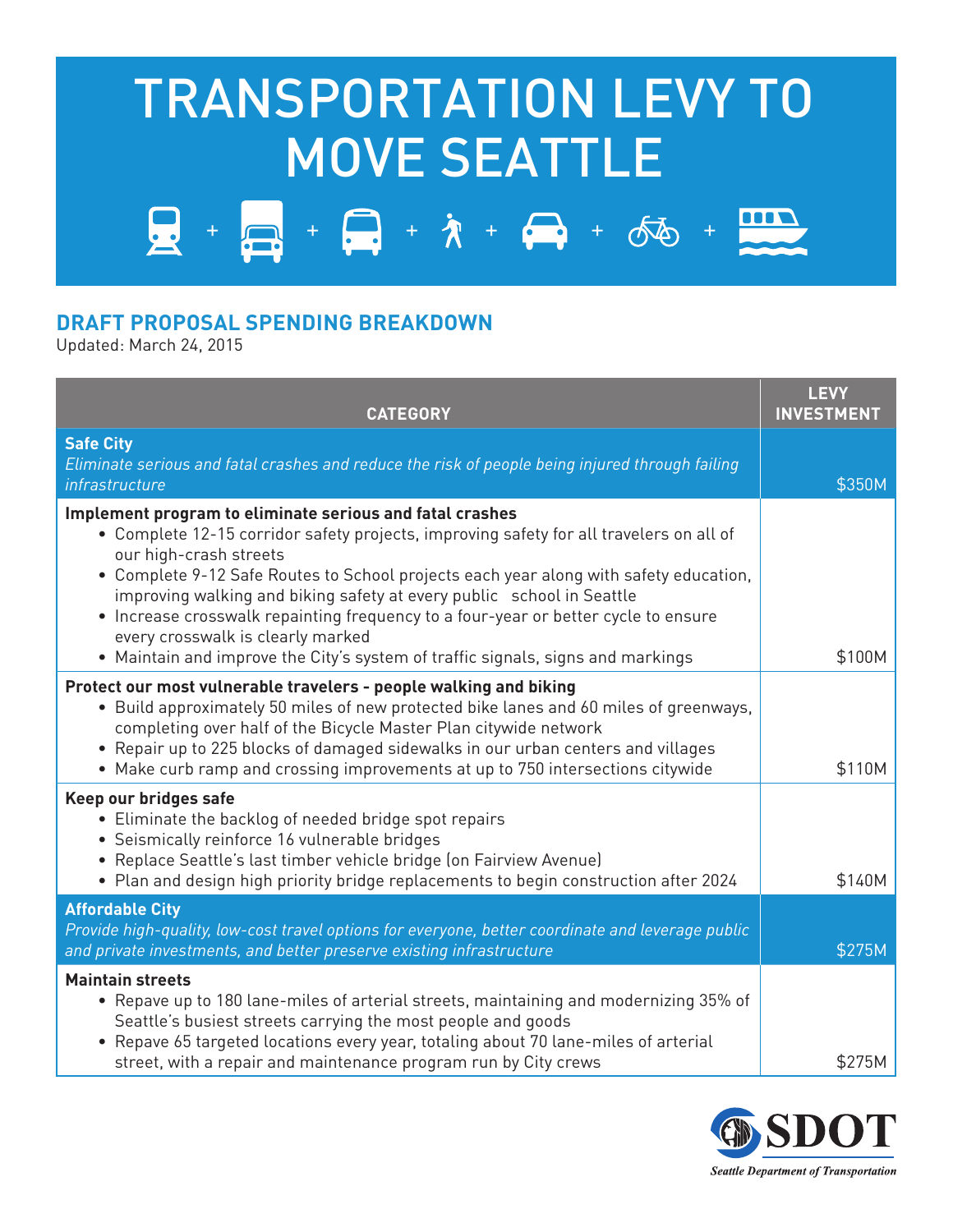# TRANSPORTATION LEVY TO MOVE SEATTLE

## DRAFT PROPOSAL SPENDING BREAKDOWN

Updated: March 24, 2015

| CATEGORY | LEVY INVESTMENT |
|---|---|
| **Safe City**<br>*Eliminate serious and fatal crashes and reduce the risk of people being injured through failing infrastructure* | $350M |
| **Implement program to eliminate serious and fatal crashes**<br>• Complete 12-15 corridor safety projects, improving safety for all travelers on all of our high-crash streets<br>• Complete 9-12 Safe Routes to School projects each year along with safety education, improving walking and biking safety at every public school in Seattle<br>• Increase crosswalk repainting frequency to a four-year or better cycle to ensure every crosswalk is clearly marked<br>• Maintain and improve the City's system of traffic signals, signs and markings | $100M |
| **Protect our most vulnerable travelers - people walking and biking**<br>• Build approximately 50 miles of new protected bike lanes and 60 miles of greenways, completing over half of the Bicycle Master Plan citywide network<br>• Repair up to 225 blocks of damaged sidewalks in our urban centers and villages<br>• Make curb ramp and crossing improvements at up to 750 intersections citywide | $110M |
| **Keep our bridges safe**<br>• Eliminate the backlog of needed bridge spot repairs<br>• Seismically reinforce 16 vulnerable bridges<br>• Replace Seattle's last timber vehicle bridge (on Fairview Avenue)<br>• Plan and design high priority bridge replacements to begin construction after 2024 | $140M |
| **Affordable City**<br>*Provide high-quality, low-cost travel options for everyone, better coordinate and leverage public and private investments, and better preserve existing infrastructure* | $275M |
| **Maintain streets**<br>• Repave up to 180 lane-miles of arterial streets, maintaining and modernizing 35% of Seattle's busiest streets carrying the most people and goods<br>• Repave 65 targeted locations every year, totaling about 70 lane-miles of arterial street, with a repair and maintenance program run by City crews | $275M |

SDOT
*Seattle Department of Transportation*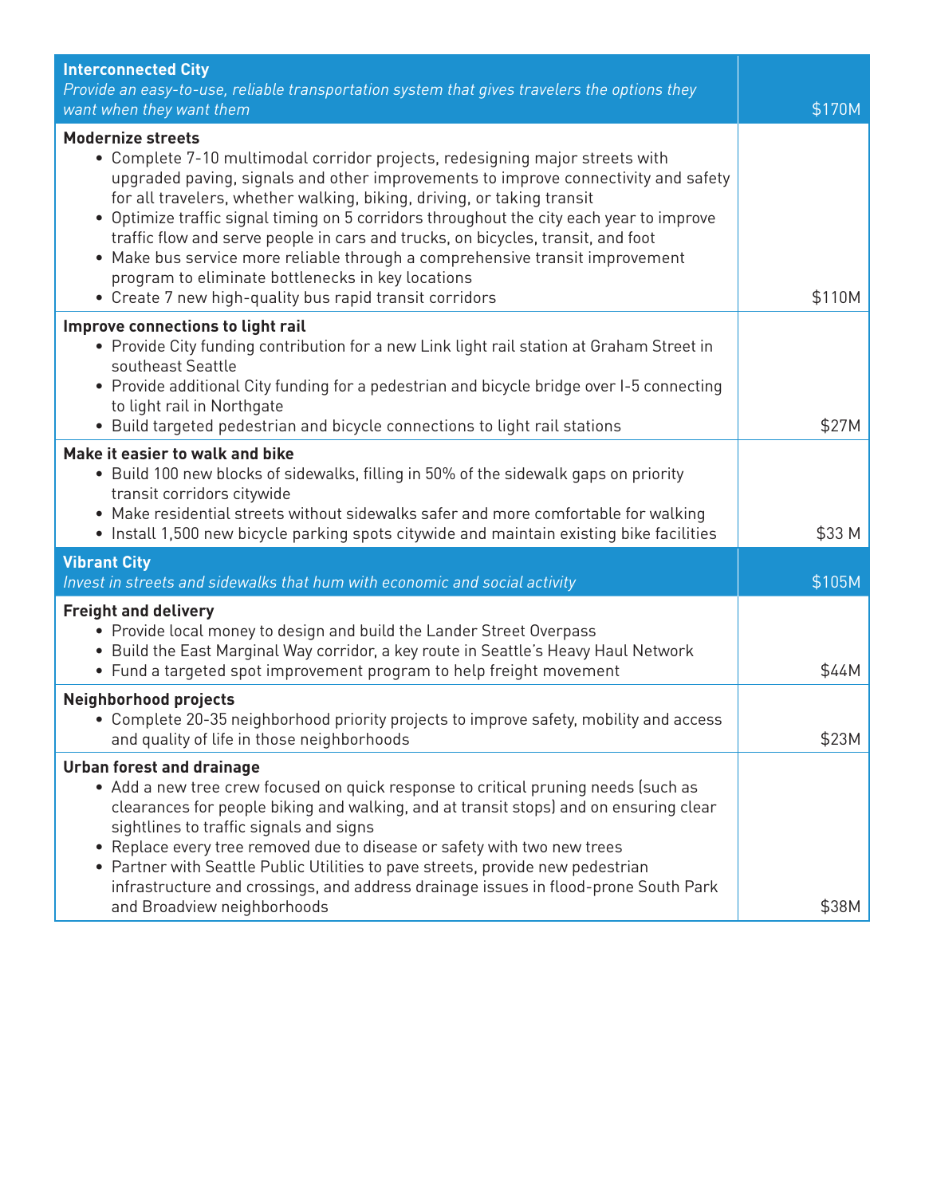| | |
|---|---|
| **Interconnected City**<br>*Provide an easy-to-use, reliable transportation system that gives travelers the options they want when they want them* | $170M |
| **Modernize streets**<br>• Complete 7-10 multimodal corridor projects, redesigning major streets with upgraded paving, signals and other improvements to improve connectivity and safety for all travelers, whether walking, biking, driving, or taking transit<br>• Optimize traffic signal timing on 5 corridors throughout the city each year to improve traffic flow and serve people in cars and trucks, on bicycles, transit, and foot<br>• Make bus service more reliable through a comprehensive transit improvement program to eliminate bottlenecks in key locations<br>• Create 7 new high-quality bus rapid transit corridors | $110M |
| **Improve connections to light rail**<br>• Provide City funding contribution for a new Link light rail station at Graham Street in southeast Seattle<br>• Provide additional City funding for a pedestrian and bicycle bridge over I-5 connecting to light rail in Northgate<br>• Build targeted pedestrian and bicycle connections to light rail stations | $27M |
| **Make it easier to walk and bike**<br>• Build 100 new blocks of sidewalks, filling in 50% of the sidewalk gaps on priority transit corridors citywide<br>• Make residential streets without sidewalks safer and more comfortable for walking<br>• Install 1,500 new bicycle parking spots citywide and maintain existing bike facilities | $33 M |
| **Vibrant City**<br>*Invest in streets and sidewalks that hum with economic and social activity* | $105M |
| **Freight and delivery**<br>• Provide local money to design and build the Lander Street Overpass<br>• Build the East Marginal Way corridor, a key route in Seattle's Heavy Haul Network<br>• Fund a targeted spot improvement program to help freight movement | $44M |
| **Neighborhood projects**<br>• Complete 20-35 neighborhood priority projects to improve safety, mobility and access and quality of life in those neighborhoods | $23M |
| **Urban forest and drainage**<br>• Add a new tree crew focused on quick response to critical pruning needs (such as clearances for people biking and walking, and at transit stops) and on ensuring clear sightlines to traffic signals and signs<br>• Replace every tree removed due to disease or safety with two new trees<br>• Partner with Seattle Public Utilities to pave streets, provide new pedestrian infrastructure and crossings, and address drainage issues in flood-prone South Park and Broadview neighborhoods | $38M |